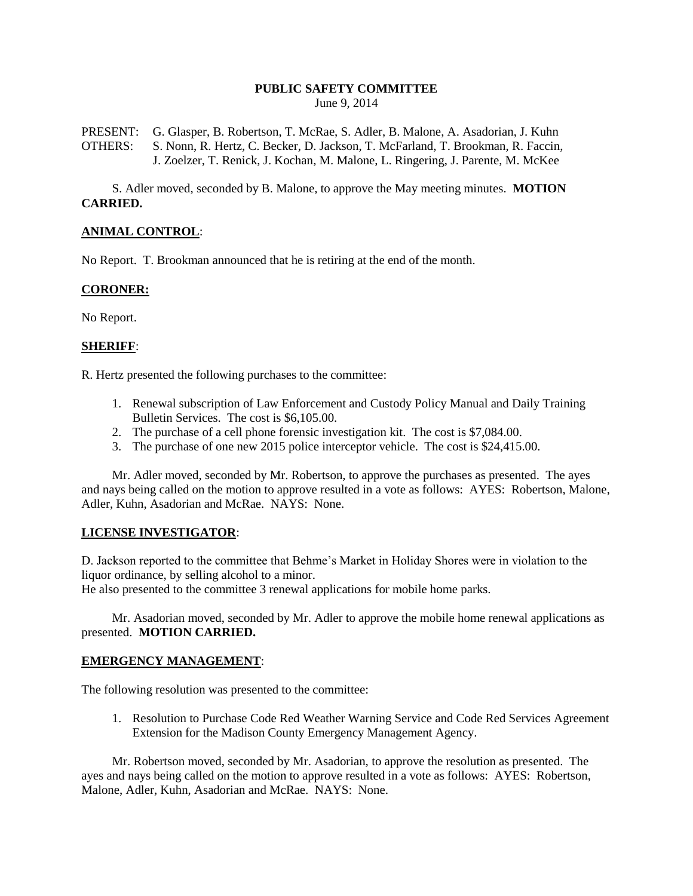# PUBLIC SAFETY COMMITTEE

June 9, 2014

PRESENT: G. Glasper, B. Robertson, T. McRae, S. Adler, B. Malone, A. Asadorian, J. Kuhn
OTHERS: S. Nonn, R. Hertz, C. Becker, D. Jackson, T. McFarland, T. Brookman, R. Faccin, J. Zoelzer, T. Renick, J. Kochan, M. Malone, L. Ringering, J. Parente, M. McKee

S. Adler moved, seconded by B. Malone, to approve the May meeting minutes. **MOTION CARRIED.**

## ANIMAL CONTROL:

No Report. T. Brookman announced that he is retiring at the end of the month.

## CORONER:

No Report.

## SHERIFF:

R. Hertz presented the following purchases to the committee:

1. Renewal subscription of Law Enforcement and Custody Policy Manual and Daily Training Bulletin Services. The cost is $6,105.00.
2. The purchase of a cell phone forensic investigation kit. The cost is $7,084.00.
3. The purchase of one new 2015 police interceptor vehicle. The cost is $24,415.00.

Mr. Adler moved, seconded by Mr. Robertson, to approve the purchases as presented. The ayes and nays being called on the motion to approve resulted in a vote as follows: AYES: Robertson, Malone, Adler, Kuhn, Asadorian and McRae. NAYS: None.

## LICENSE INVESTIGATOR:

D. Jackson reported to the committee that Behme's Market in Holiday Shores were in violation to the liquor ordinance, by selling alcohol to a minor.
He also presented to the committee 3 renewal applications for mobile home parks.

Mr. Asadorian moved, seconded by Mr. Adler to approve the mobile home renewal applications as presented. **MOTION CARRIED.**

## EMERGENCY MANAGEMENT:

The following resolution was presented to the committee:

1. Resolution to Purchase Code Red Weather Warning Service and Code Red Services Agreement Extension for the Madison County Emergency Management Agency.

Mr. Robertson moved, seconded by Mr. Asadorian, to approve the resolution as presented. The ayes and nays being called on the motion to approve resulted in a vote as follows: AYES: Robertson, Malone, Adler, Kuhn, Asadorian and McRae. NAYS: None.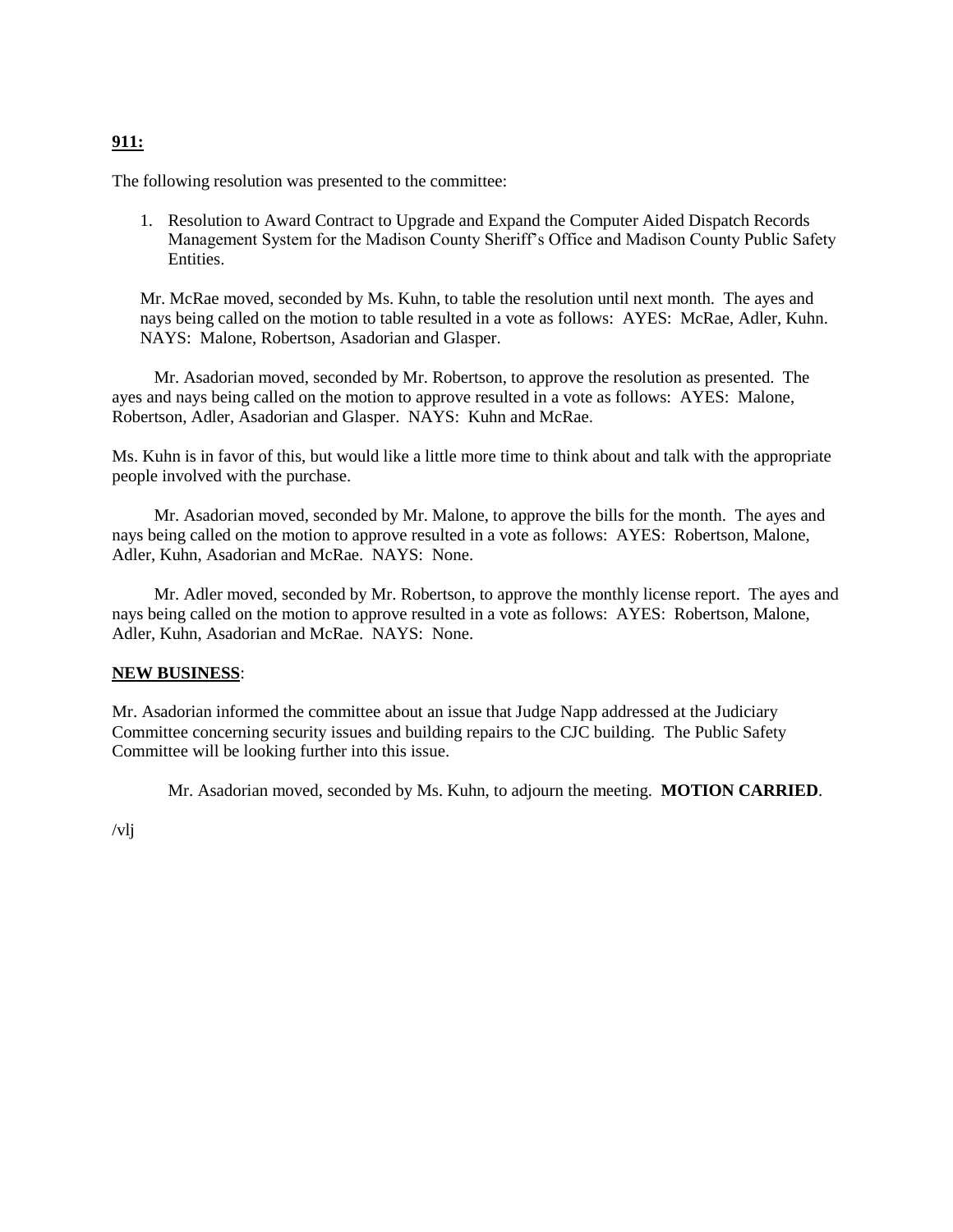**911:**

The following resolution was presented to the committee:

1. Resolution to Award Contract to Upgrade and Expand the Computer Aided Dispatch Records Management System for the Madison County Sheriff's Office and Madison County Public Safety Entities.

Mr. McRae moved, seconded by Ms. Kuhn, to table the resolution until next month. The ayes and nays being called on the motion to table resulted in a vote as follows: AYES: McRae, Adler, Kuhn. NAYS: Malone, Robertson, Asadorian and Glasper.

Mr. Asadorian moved, seconded by Mr. Robertson, to approve the resolution as presented. The ayes and nays being called on the motion to approve resulted in a vote as follows: AYES: Malone, Robertson, Adler, Asadorian and Glasper. NAYS: Kuhn and McRae.

Ms. Kuhn is in favor of this, but would like a little more time to think about and talk with the appropriate people involved with the purchase.

Mr. Asadorian moved, seconded by Mr. Malone, to approve the bills for the month. The ayes and nays being called on the motion to approve resulted in a vote as follows: AYES: Robertson, Malone, Adler, Kuhn, Asadorian and McRae. NAYS: None.

Mr. Adler moved, seconded by Mr. Robertson, to approve the monthly license report. The ayes and nays being called on the motion to approve resulted in a vote as follows: AYES: Robertson, Malone, Adler, Kuhn, Asadorian and McRae. NAYS: None.

**NEW BUSINESS**:

Mr. Asadorian informed the committee about an issue that Judge Napp addressed at the Judiciary Committee concerning security issues and building repairs to the CJC building. The Public Safety Committee will be looking further into this issue.

Mr. Asadorian moved, seconded by Ms. Kuhn, to adjourn the meeting. **MOTION CARRIED**.

/vlj